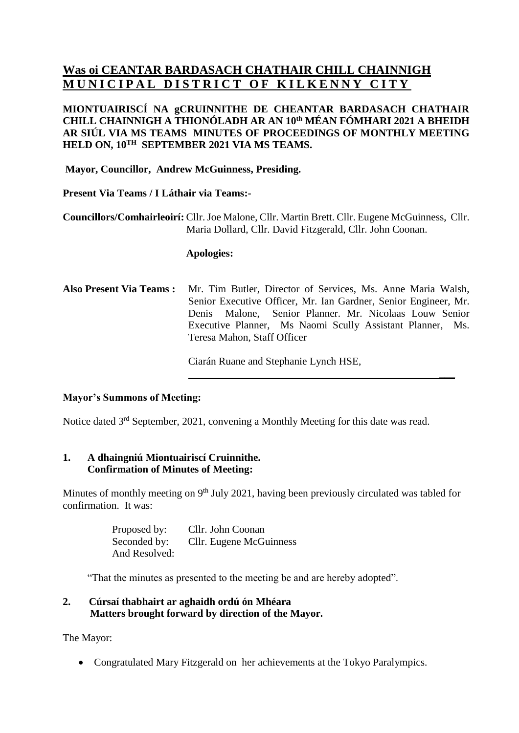# Was oi CEANTAR BARDASACH CHATHAIR CHILL CHAINNIGH
# MUNICIPAL DISTRICT OF KILKENNY CITY

**MIONTUAIRISCÍ NA gCRUINNITHE DE CHEANTAR BARDASACH CHATHAIR CHILL CHAINNIGH A THIONÓLADH AR AN 10th MÉAN FÓMHARI 2021 A BHEIDH AR SIÚL VIA MS TEAMS MINUTES OF PROCEEDINGS OF MONTHLY MEETING HELD ON, 10TH SEPTEMBER 2021 VIA MS TEAMS.**

**Mayor, Councillor, Andrew McGuinness, Presiding.**

**Present Via Teams / I Láthair via Teams:-**

**Councillors/Comhairleoirí:** Cllr. Joe Malone, Cllr. Martin Brett. Cllr. Eugene McGuinness, Cllr. Maria Dollard, Cllr. David Fitzgerald, Cllr. John Coonan.

**Apologies:**

**Also Present Via Teams :** Mr. Tim Butler, Director of Services, Ms. Anne Maria Walsh, Senior Executive Officer, Mr. Ian Gardner, Senior Engineer, Mr. Denis Malone, Senior Planner. Mr. Nicolaas Louw Senior Executive Planner, Ms Naomi Scully Assistant Planner, Ms. Teresa Mahon, Staff Officer

Ciarán Ruane and Stephanie Lynch HSE,

---

**Mayor's Summons of Meeting:**

Notice dated 3rd September, 2021, convening a Monthly Meeting for this date was read.

## 1. A dhaingniú Miontuairiscí Cruinnithe. Confirmation of Minutes of Meeting:

Minutes of monthly meeting on 9th July 2021, having been previously circulated was tabled for confirmation. It was:

Proposed by: Cllr. John Coonan
Seconded by: Cllr. Eugene McGuinness
And Resolved:

"That the minutes as presented to the meeting be and are hereby adopted".

## 2. Cúrsaí thabhairt ar aghaidh ordú ón Mhéara Matters brought forward by direction of the Mayor.

The Mayor:

- Congratulated Mary Fitzgerald on her achievements at the Tokyo Paralympics.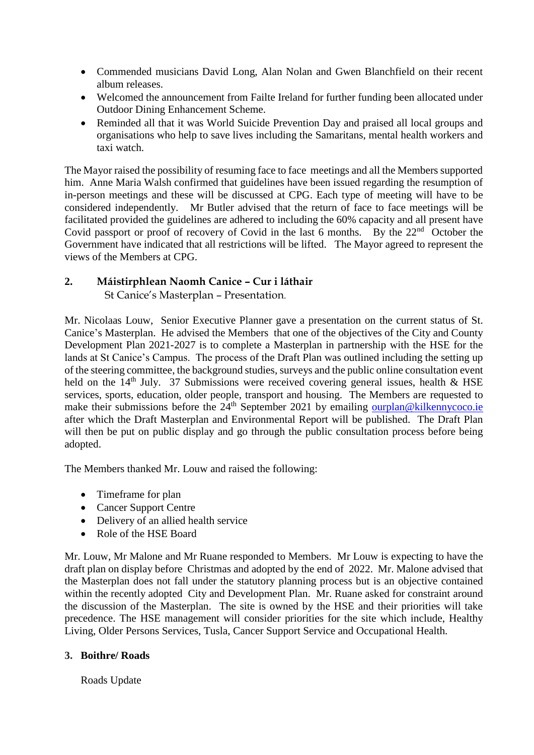- Commended musicians David Long, Alan Nolan and Gwen Blanchfield on their recent album releases.
- Welcomed the announcement from Failte Ireland for further funding been allocated under Outdoor Dining Enhancement Scheme.
- Reminded all that it was World Suicide Prevention Day and praised all local groups and organisations who help to save lives including the Samaritans, mental health workers and taxi watch.

The Mayor raised the possibility of resuming face to face meetings and all the Members supported him. Anne Maria Walsh confirmed that guidelines have been issued regarding the resumption of in-person meetings and these will be discussed at CPG. Each type of meeting will have to be considered independently. Mr Butler advised that the return of face to face meetings will be facilitated provided the guidelines are adhered to including the 60% capacity and all present have Covid passport or proof of recovery of Covid in the last 6 months. By the 22nd October the Government have indicated that all restrictions will be lifted. The Mayor agreed to represent the views of the Members at CPG.

## 2. Máistirphlean Naomh Canice – Cur i láthair
St Canice's Masterplan – Presentation.

Mr. Nicolaas Louw, Senior Executive Planner gave a presentation on the current status of St. Canice's Masterplan. He advised the Members that one of the objectives of the City and County Development Plan 2021-2027 is to complete a Masterplan in partnership with the HSE for the lands at St Canice's Campus. The process of the Draft Plan was outlined including the setting up of the steering committee, the background studies, surveys and the public online consultation event held on the 14th July. 37 Submissions were received covering general issues, health & HSE services, sports, education, older people, transport and housing. The Members are requested to make their submissions before the 24th September 2021 by emailing ourplan@kilkennycoco.ie after which the Draft Masterplan and Environmental Report will be published. The Draft Plan will then be put on public display and go through the public consultation process before being adopted.

The Members thanked Mr. Louw and raised the following:

- Timeframe for plan
- Cancer Support Centre
- Delivery of an allied health service
- Role of the HSE Board

Mr. Louw, Mr Malone and Mr Ruane responded to Members. Mr Louw is expecting to have the draft plan on display before Christmas and adopted by the end of 2022. Mr. Malone advised that the Masterplan does not fall under the statutory planning process but is an objective contained within the recently adopted City and Development Plan. Mr. Ruane asked for constraint around the discussion of the Masterplan. The site is owned by the HSE and their priorities will take precedence. The HSE management will consider priorities for the site which include, Healthy Living, Older Persons Services, Tusla, Cancer Support Service and Occupational Health.

## 3. Boithre/ Roads

Roads Update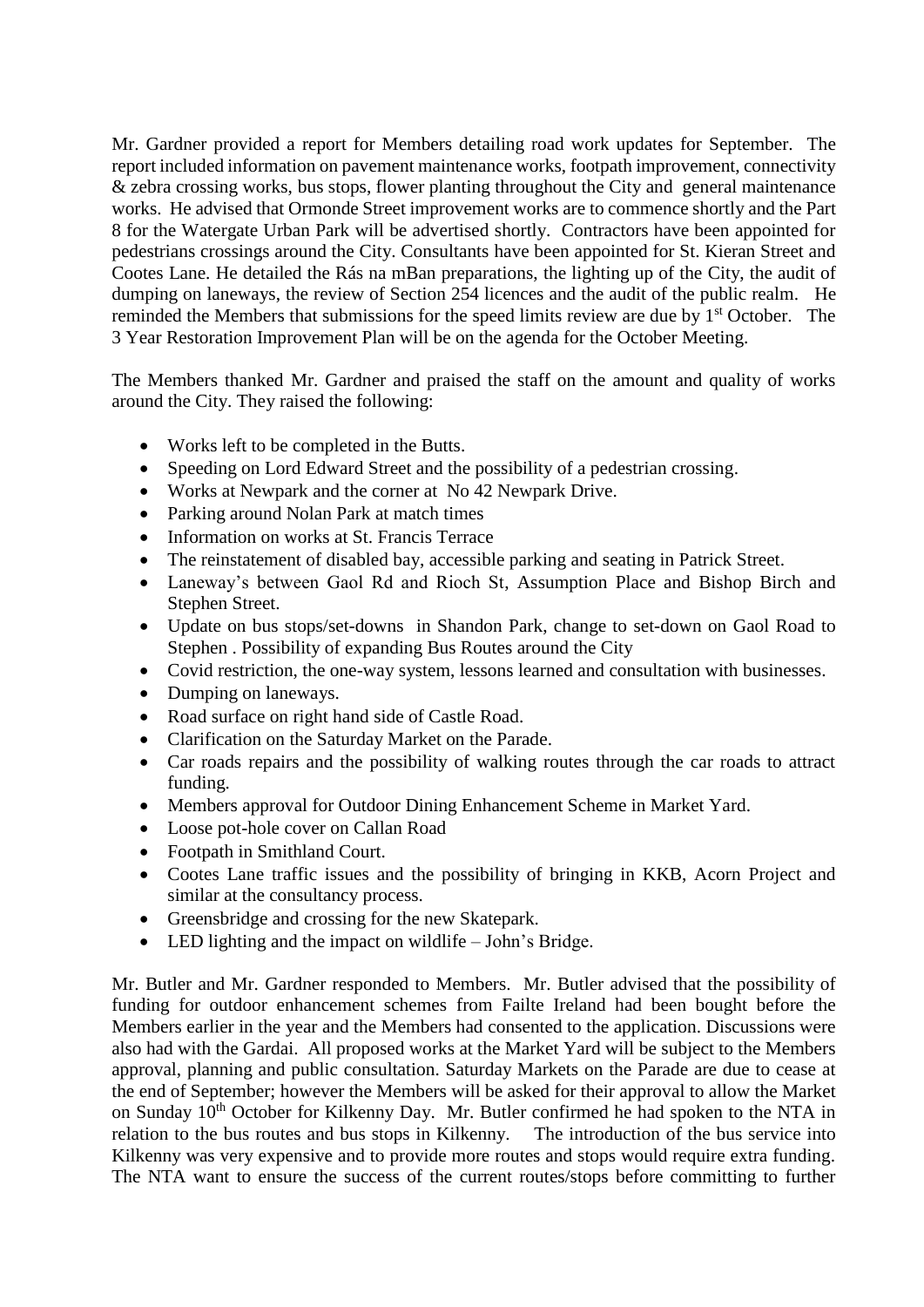Mr. Gardner provided a report for Members detailing road work updates for September. The report included information on pavement maintenance works, footpath improvement, connectivity & zebra crossing works, bus stops, flower planting throughout the City and general maintenance works. He advised that Ormonde Street improvement works are to commence shortly and the Part 8 for the Watergate Urban Park will be advertised shortly. Contractors have been appointed for pedestrians crossings around the City. Consultants have been appointed for St. Kieran Street and Cootes Lane. He detailed the Rás na mBan preparations, the lighting up of the City, the audit of dumping on laneways, the review of Section 254 licences and the audit of the public realm. He reminded the Members that submissions for the speed limits review are due by 1st October. The 3 Year Restoration Improvement Plan will be on the agenda for the October Meeting.

The Members thanked Mr. Gardner and praised the staff on the amount and quality of works around the City. They raised the following:

- Works left to be completed in the Butts.
- Speeding on Lord Edward Street and the possibility of a pedestrian crossing.
- Works at Newpark and the corner at No 42 Newpark Drive.
- Parking around Nolan Park at match times
- Information on works at St. Francis Terrace
- The reinstatement of disabled bay, accessible parking and seating in Patrick Street.
- Laneway's between Gaol Rd and Rioch St, Assumption Place and Bishop Birch and Stephen Street.
- Update on bus stops/set-downs in Shandon Park, change to set-down on Gaol Road to Stephen . Possibility of expanding Bus Routes around the City
- Covid restriction, the one-way system, lessons learned and consultation with businesses.
- Dumping on laneways.
- Road surface on right hand side of Castle Road.
- Clarification on the Saturday Market on the Parade.
- Car roads repairs and the possibility of walking routes through the car roads to attract funding.
- Members approval for Outdoor Dining Enhancement Scheme in Market Yard.
- Loose pot-hole cover on Callan Road
- Footpath in Smithland Court.
- Cootes Lane traffic issues and the possibility of bringing in KKB, Acorn Project and similar at the consultancy process.
- Greensbridge and crossing for the new Skatepark.
- LED lighting and the impact on wildlife – John's Bridge.

Mr. Butler and Mr. Gardner responded to Members. Mr. Butler advised that the possibility of funding for outdoor enhancement schemes from Failte Ireland had been bought before the Members earlier in the year and the Members had consented to the application. Discussions were also had with the Gardai. All proposed works at the Market Yard will be subject to the Members approval, planning and public consultation. Saturday Markets on the Parade are due to cease at the end of September; however the Members will be asked for their approval to allow the Market on Sunday 10th October for Kilkenny Day. Mr. Butler confirmed he had spoken to the NTA in relation to the bus routes and bus stops in Kilkenny. The introduction of the bus service into Kilkenny was very expensive and to provide more routes and stops would require extra funding. The NTA want to ensure the success of the current routes/stops before committing to further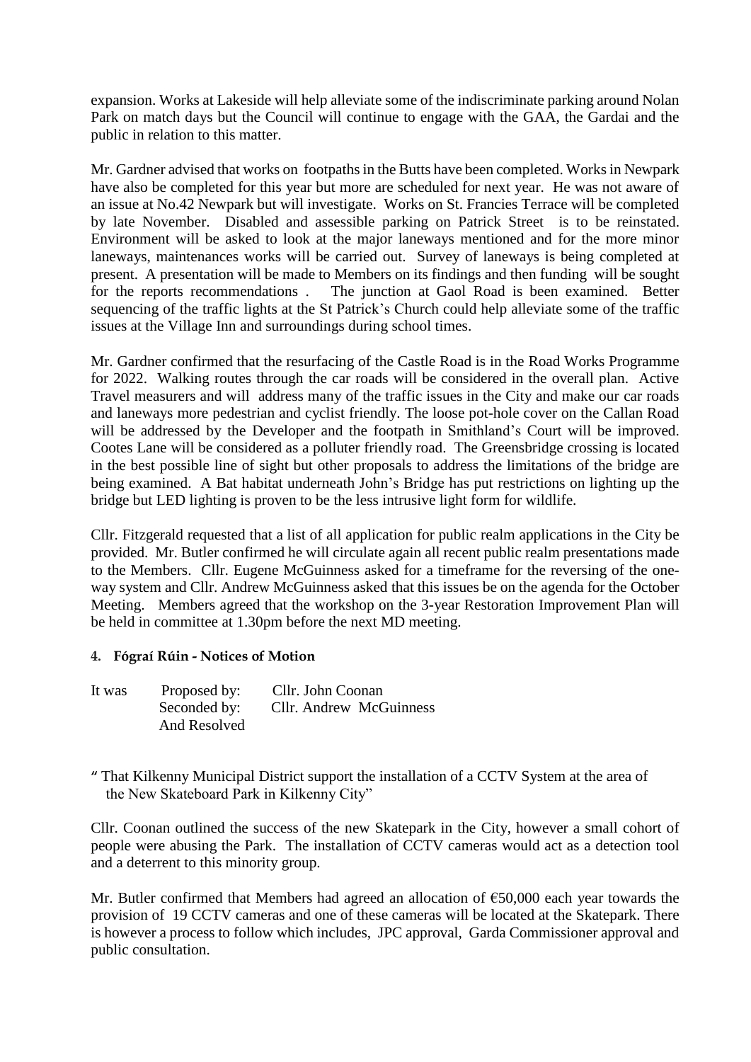expansion. Works at Lakeside will help alleviate some of the indiscriminate parking around Nolan Park on match days but the Council will continue to engage with the GAA, the Gardai and the public in relation to this matter.

Mr. Gardner advised that works on footpaths in the Butts have been completed. Works in Newpark have also be completed for this year but more are scheduled for next year. He was not aware of an issue at No.42 Newpark but will investigate. Works on St. Francies Terrace will be completed by late November. Disabled and assessible parking on Patrick Street is to be reinstated. Environment will be asked to look at the major laneways mentioned and for the more minor laneways, maintenances works will be carried out. Survey of laneways is being completed at present. A presentation will be made to Members on its findings and then funding will be sought for the reports recommendations . The junction at Gaol Road is been examined. Better sequencing of the traffic lights at the St Patrick's Church could help alleviate some of the traffic issues at the Village Inn and surroundings during school times.

Mr. Gardner confirmed that the resurfacing of the Castle Road is in the Road Works Programme for 2022. Walking routes through the car roads will be considered in the overall plan. Active Travel measurers and will address many of the traffic issues in the City and make our car roads and laneways more pedestrian and cyclist friendly. The loose pot-hole cover on the Callan Road will be addressed by the Developer and the footpath in Smithland's Court will be improved. Cootes Lane will be considered as a polluter friendly road. The Greensbridge crossing is located in the best possible line of sight but other proposals to address the limitations of the bridge are being examined. A Bat habitat underneath John's Bridge has put restrictions on lighting up the bridge but LED lighting is proven to be the less intrusive light form for wildlife.

Cllr. Fitzgerald requested that a list of all application for public realm applications in the City be provided. Mr. Butler confirmed he will circulate again all recent public realm presentations made to the Members. Cllr. Eugene McGuinness asked for a timeframe for the reversing of the one-way system and Cllr. Andrew McGuinness asked that this issues be on the agenda for the October Meeting. Members agreed that the workshop on the 3-year Restoration Improvement Plan will be held in committee at 1.30pm before the next MD meeting.

**4. Fógraí Rúin - Notices of Motion**

It was Proposed by: Cllr. John Coonan
Seconded by: Cllr. Andrew McGuinness
And Resolved

" That Kilkenny Municipal District support the installation of a CCTV System at the area of the New Skateboard Park in Kilkenny City"

Cllr. Coonan outlined the success of the new Skatepark in the City, however a small cohort of people were abusing the Park. The installation of CCTV cameras would act as a detection tool and a deterrent to this minority group.

Mr. Butler confirmed that Members had agreed an allocation of €50,000 each year towards the provision of 19 CCTV cameras and one of these cameras will be located at the Skatepark. There is however a process to follow which includes, JPC approval, Garda Commissioner approval and public consultation.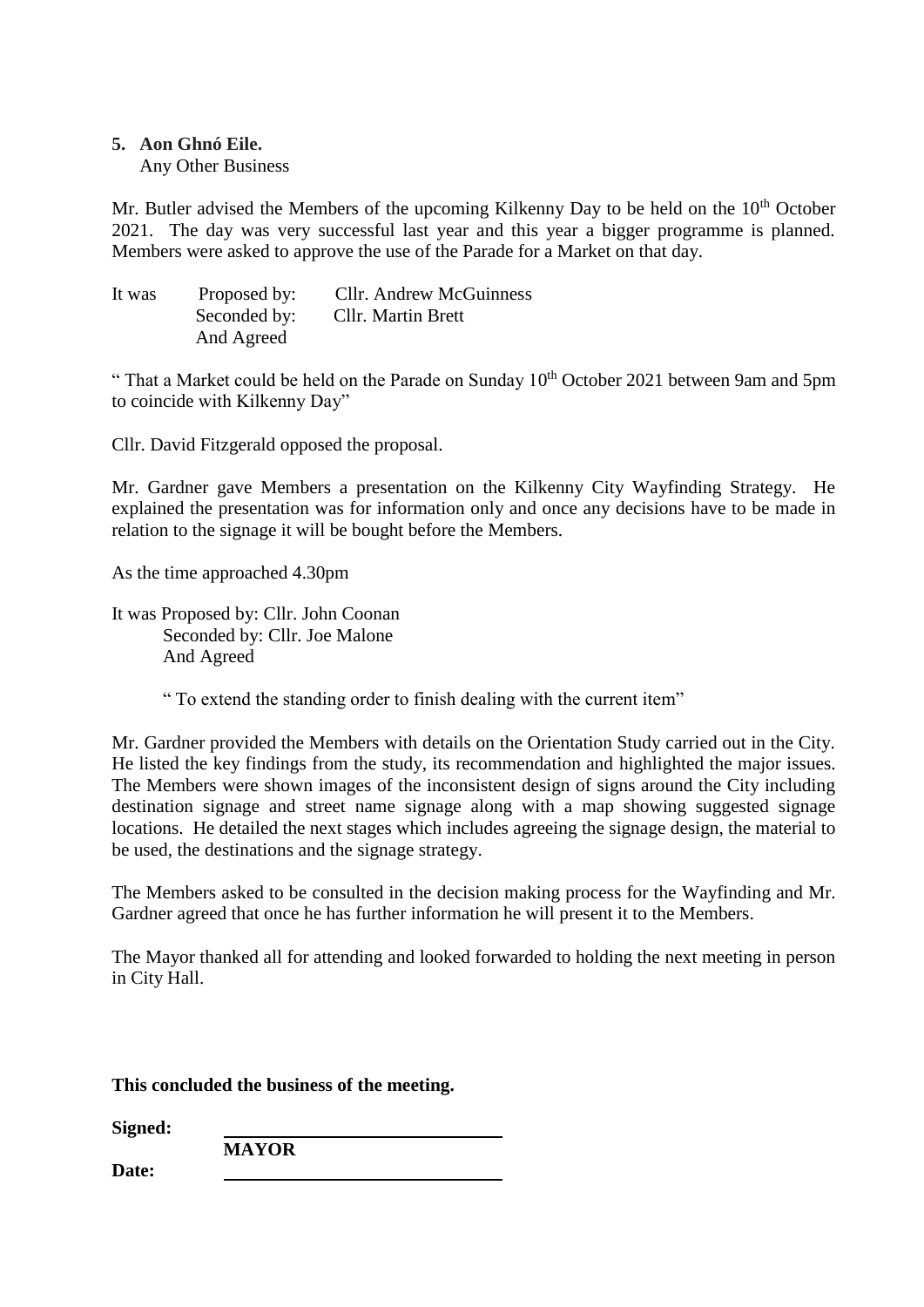**5. Aon Ghnó Eile.**
Any Other Business

Mr. Butler advised the Members of the upcoming Kilkenny Day to be held on the 10th October 2021. The day was very successful last year and this year a bigger programme is planned. Members were asked to approve the use of the Parade for a Market on that day.

It was Proposed by: Cllr. Andrew McGuinness
Seconded by: Cllr. Martin Brett
And Agreed

" That a Market could be held on the Parade on Sunday 10th October 2021 between 9am and 5pm to coincide with Kilkenny Day"

Cllr. David Fitzgerald opposed the proposal.

Mr. Gardner gave Members a presentation on the Kilkenny City Wayfinding Strategy. He explained the presentation was for information only and once any decisions have to be made in relation to the signage it will be bought before the Members.

As the time approached 4.30pm

It was Proposed by: Cllr. John Coonan
Seconded by: Cllr. Joe Malone
And Agreed

" To extend the standing order to finish dealing with the current item"

Mr. Gardner provided the Members with details on the Orientation Study carried out in the City. He listed the key findings from the study, its recommendation and highlighted the major issues. The Members were shown images of the inconsistent design of signs around the City including destination signage and street name signage along with a map showing suggested signage locations. He detailed the next stages which includes agreeing the signage design, the material to be used, the destinations and the signage strategy.

The Members asked to be consulted in the decision making process for the Wayfinding and Mr. Gardner agreed that once he has further information he will present it to the Members.

The Mayor thanked all for attending and looked forwarded to holding the next meeting in person in City Hall.

**This concluded the business of the meeting.**

**Signed:** ______________________________
**MAYOR**

**Date:** ______________________________